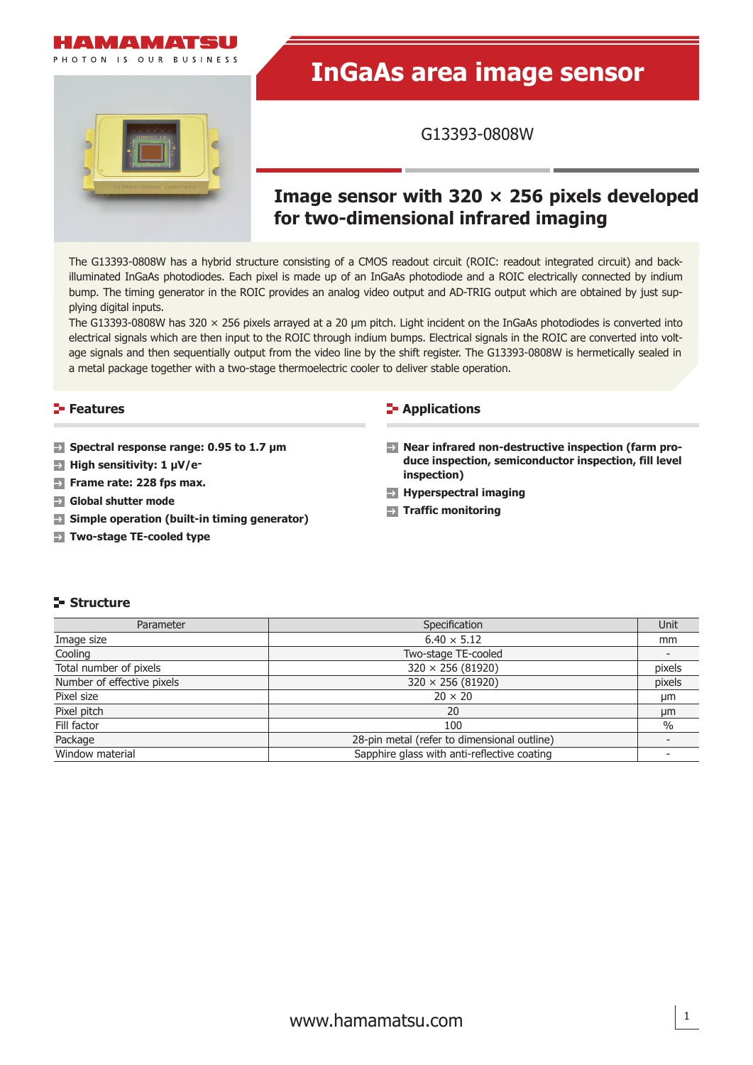HAMAMATSU

PHOTON IS OUR BUSINESS

# InGaAs area image sensor

G13393-0808W

## Image sensor with 320 × 256 pixels developed for two-dimensional infrared imaging

The G13393-0808W has a hybrid structure consisting of a CMOS readout circuit (ROIC: readout integrated circuit) and back-illuminated InGaAs photodiodes. Each pixel is made up of an InGaAs photodiode and a ROIC electrically connected by indium bump. The timing generator in the ROIC provides an analog video output and AD-TRIG output which are obtained by just supplying digital inputs.

The G13393-0808W has 320 × 256 pixels arrayed at a 20 μm pitch. Light incident on the InGaAs photodiodes is converted into electrical signals which are then input to the ROIC through indium bumps. Electrical signals in the ROIC are converted into voltage signals and then sequentially output from the video line by the shift register. The G13393-0808W is hermetically sealed in a metal package together with a two-stage thermoelectric cooler to deliver stable operation.

### Features

- **Spectral response range: 0.95 to 1.7 μm**
- **High sensitivity: 1 μV/e⁻**
- **Frame rate: 228 fps max.**
- **Global shutter mode**
- **Simple operation (built-in timing generator)**
- **Two-stage TE-cooled type**

### Applications

- **Near infrared non-destructive inspection (farm produce inspection, semiconductor inspection, fill level inspection)**
- **Hyperspectral imaging**
- **Traffic monitoring**

### Structure

| Parameter | Specification | Unit |
|---|---|---|
| Image size | 6.40 × 5.12 | mm |
| Cooling | Two-stage TE-cooled | - |
| Total number of pixels | 320 × 256 (81920) | pixels |
| Number of effective pixels | 320 × 256 (81920) | pixels |
| Pixel size | 20 × 20 | μm |
| Pixel pitch | 20 | μm |
| Fill factor | 100 | % |
| Package | 28-pin metal (refer to dimensional outline) | - |
| Window material | Sapphire glass with anti-reflective coating | - |

www.hamamatsu.com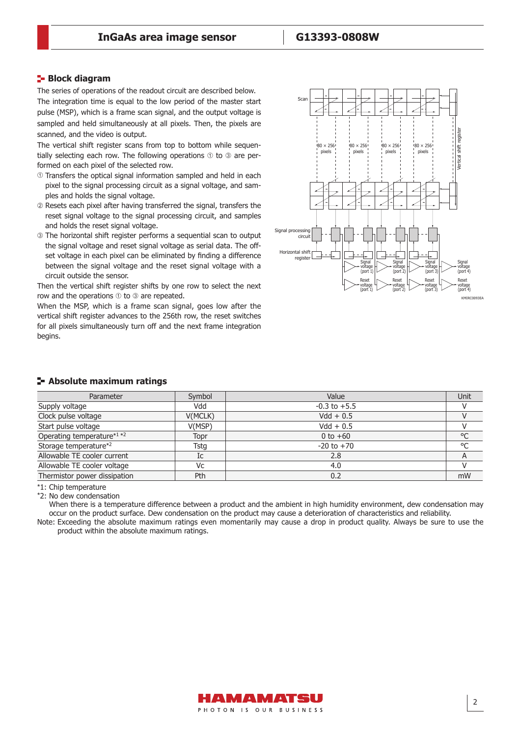## Block diagram

The series of operations of the readout circuit are described below. The integration time is equal to the low period of the master start pulse (MSP), which is a frame scan signal, and the output voltage is sampled and held simultaneously at all pixels. Then, the pixels are scanned, and the video is output.

The vertical shift register scans from top to bottom while sequentially selecting each row. The following operations ① to ③ are performed on each pixel of the selected row.

① Transfers the optical signal information sampled and held in each pixel to the signal processing circuit as a signal voltage, and samples and holds the signal voltage.

② Resets each pixel after having transferred the signal, transfers the reset signal voltage to the signal processing circuit, and samples and holds the reset signal voltage.

③ The horizontal shift register performs a sequential scan to output the signal voltage and reset signal voltage as serial data. The offset voltage in each pixel can be eliminated by finding a difference between the signal voltage and the reset signal voltage with a circuit outside the sensor.

Then the vertical shift register shifts by one row to select the next row and the operations ① to ③ are repeated.

When the MSP, which is a frame scan signal, goes low after the vertical shift register advances to the 256th row, the reset switches for all pixels simultaneously turn off and the next frame integration begins.

## Absolute maximum ratings

| Parameter | Symbol | Value | Unit |
|---|---|---|---|
| Supply voltage | Vdd | -0.3 to +5.5 | V |
| Clock pulse voltage | V(MCLK) | Vdd + 0.5 | V |
| Start pulse voltage | V(MSP) | Vdd + 0.5 | V |
| Operating temperature*1 *2 | Topr | 0 to +60 | °C |
| Storage temperature*2 | Tstg | -20 to +70 | °C |
| Allowable TE cooler current | Ic | 2.8 | A |
| Allowable TE cooler voltage | Vc | 4.0 | V |
| Thermistor power dissipation | Pth | 0.2 | mW |

*1: Chip temperature

*2: No dew condensation

When there is a temperature difference between a product and the ambient in high humidity environment, dew condensation may occur on the product surface. Dew condensation on the product may cause a deterioration of characteristics and reliability.

Note: Exceeding the absolute maximum ratings even momentarily may cause a drop in product quality. Always be sure to use the product within the absolute maximum ratings.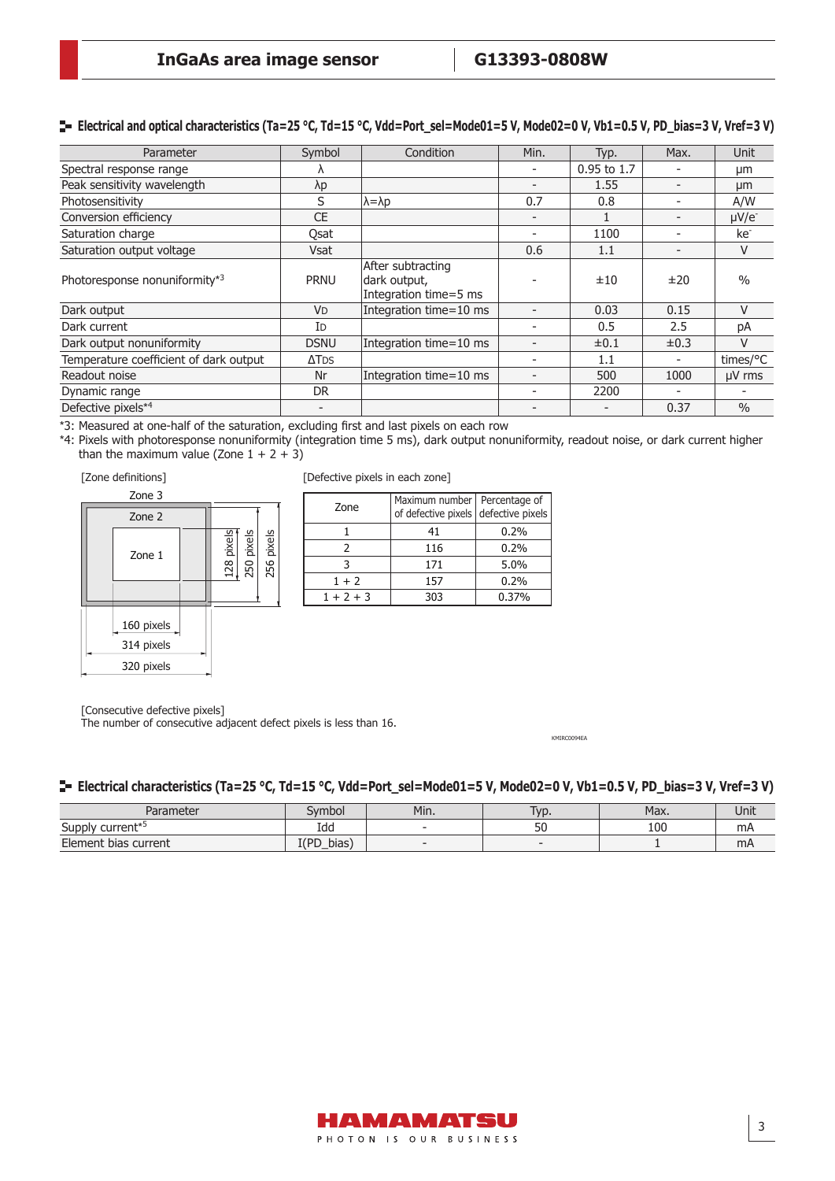## Electrical and optical characteristics (Ta=25 °C, Td=15 °C, Vdd=Port_sel=Mode01=5 V, Mode02=0 V, Vb1=0.5 V, PD_bias=3 V, Vref=3 V)

| Parameter | Symbol | Condition | Min. | Typ. | Max. | Unit |
|---|---|---|---|---|---|---|
| Spectral response range | λ | | - | 0.95 to 1.7 | - | μm |
| Peak sensitivity wavelength | λp | | - | 1.55 | - | μm |
| Photosensitivity | S | λ=λp | 0.7 | 0.8 | - | A/W |
| Conversion efficiency | CE | | - | 1 | - | μV/e⁻ |
| Saturation charge | Qsat | | - | 1100 | - | ke⁻ |
| Saturation output voltage | Vsat | | 0.6 | 1.1 | - | V |
| Photoresponse nonuniformity*3 | PRNU | After subtracting dark output, Integration time=5 ms | - | ±10 | ±20 | % |
| Dark output | $V_D$ | Integration time=10 ms | - | 0.03 | 0.15 | V |
| Dark current | $I_D$ | | - | 0.5 | 2.5 | pA |
| Dark output nonuniformity | DSNU | Integration time=10 ms | - | ±0.1 | ±0.3 | V |
| Temperature coefficient of dark output | $\Delta T_{DS}$ | | - | 1.1 | - | times/°C |
| Readout noise | Nr | Integration time=10 ms | - | 500 | 1000 | μV rms |
| Dynamic range | DR | | - | 2200 | - | - |
| Defective pixels*4 | - | | - | - | 0.37 | % |

*3: Measured at one-half of the saturation, excluding first and last pixels on each row

*4: Pixels with photoresponse nonuniformity (integration time 5 ms), dark output nonuniformity, readout noise, or dark current higher than the maximum value (Zone 1 + 2 + 3)

[Zone definitions]

Zone 3 (outer): 320 pixels × 256 pixels
Zone 2: 314 pixels × 250 pixels
Zone 1 (center): 160 pixels × 128 pixels

[Defective pixels in each zone]

| Zone | Maximum number of defective pixels | Percentage of defective pixels |
|---|---|---|
| 1 | 41 | 0.2% |
| 2 | 116 | 0.2% |
| 3 | 171 | 5.0% |
| 1 + 2 | 157 | 0.2% |
| 1 + 2 + 3 | 303 | 0.37% |

[Consecutive defective pixels]
The number of consecutive adjacent defect pixels is less than 16.

KMIRC0094EA

## Electrical characteristics (Ta=25 °C, Td=15 °C, Vdd=Port_sel=Mode01=5 V, Mode02=0 V, Vb1=0.5 V, PD_bias=3 V, Vref=3 V)

| Parameter | Symbol | Min. | Typ. | Max. | Unit |
|---|---|---|---|---|---|
| Supply current*5 | Idd | - | 50 | 100 | mA |
| Element bias current | I(PD_bias) | - | - | 1 | mA |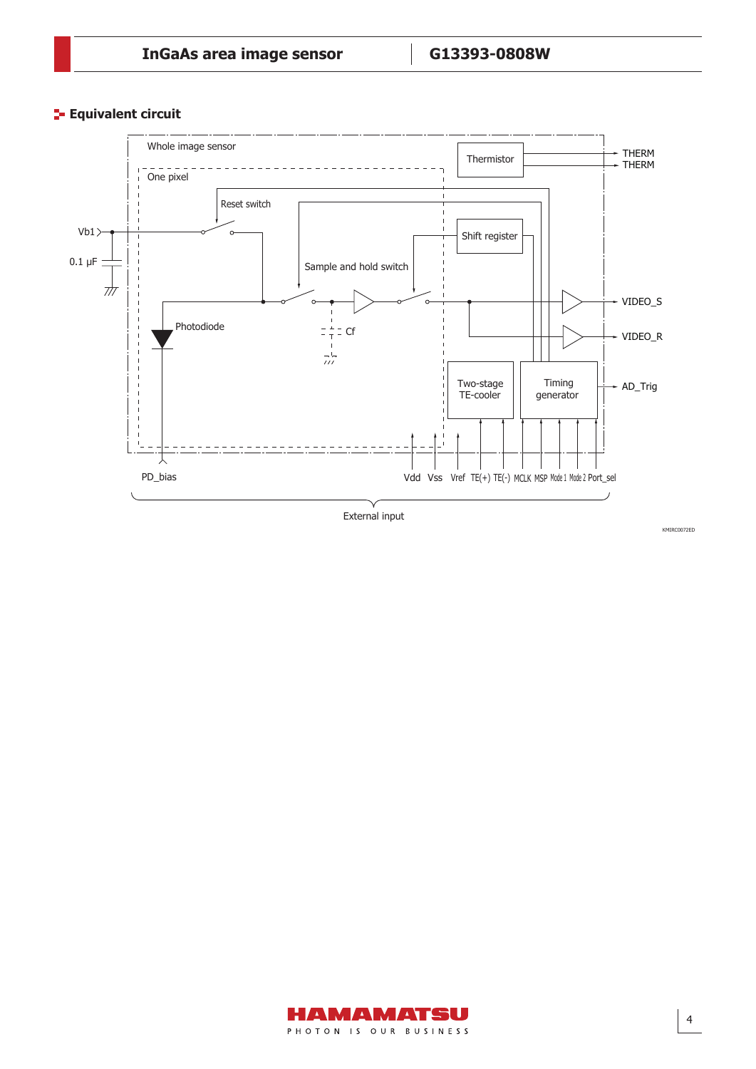## Equivalent circuit

Whole image sensor

One pixel

Thermistor

THERM

THERM

Reset switch

Vb1

Shift register

0.1 µF

Sample and hold switch

VIDEO_S

Photodiode

Cf

VIDEO_R

Two-stage TE-cooler

Timing generator

AD_Trig

PD_bias

Vdd Vss Vref TE(+) TE(-) MCLK MSP Mode 1 Mode 2 Port_sel

External input

KMIRC0072ED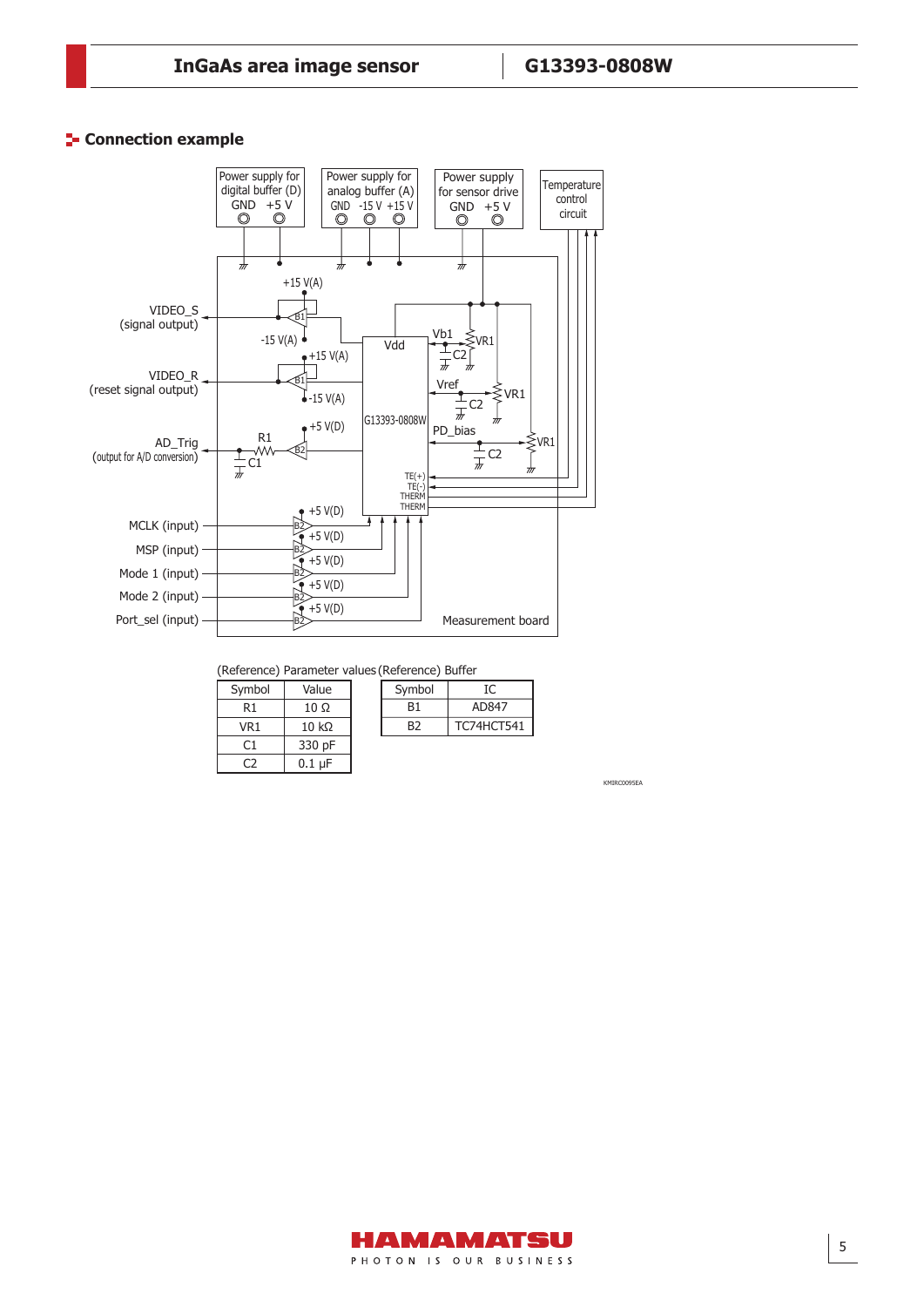## Connection example

(Reference) Parameter values

| Symbol | Value |
| --- | --- |
| R1 | 10 Ω |
| VR1 | 10 kΩ |
| C1 | 330 pF |
| C2 | 0.1 µF |

(Reference) Buffer

| Symbol | IC |
| --- | --- |
| B1 | AD847 |
| B2 | TC74HCT541 |

KMIRC0095EA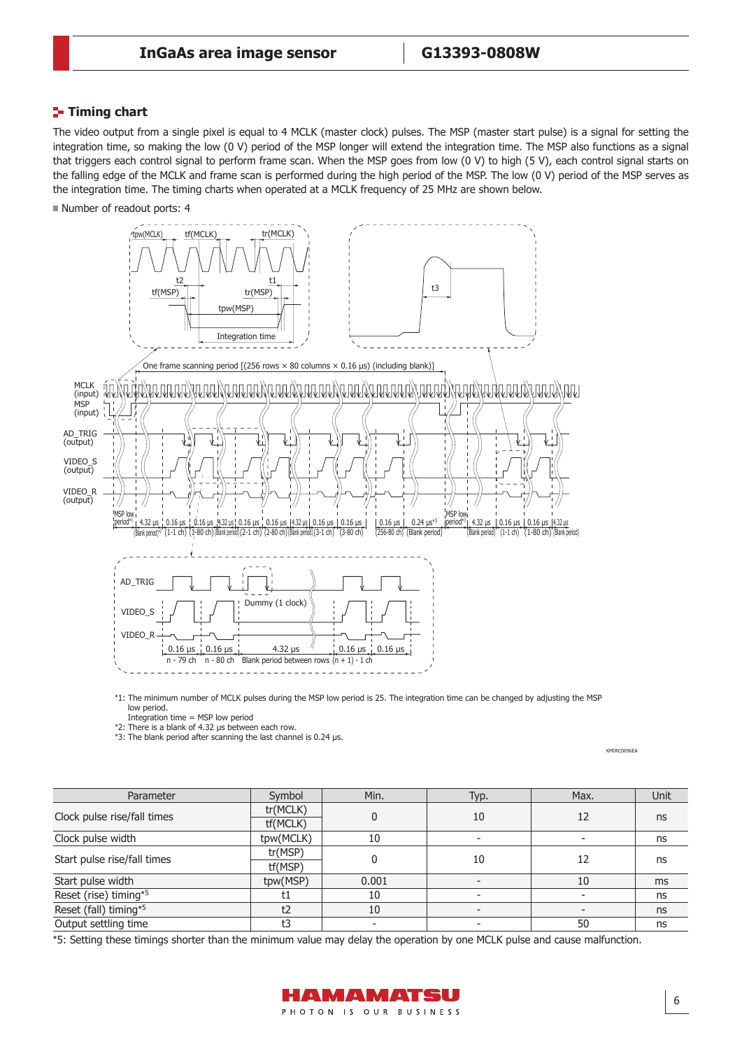## Timing chart

The video output from a single pixel is equal to 4 MCLK (master clock) pulses. The MSP (master start pulse) is a signal for setting the integration time, so making the low (0 V) period of the MSP longer will extend the integration time. The MSP also functions as a signal that triggers each control signal to perform frame scan. When the MSP goes from low (0 V) to high (5 V), each control signal starts on the falling edge of the MCLK and frame scan is performed during the high period of the MSP. The low (0 V) period of the MSP serves as the integration time. The timing charts when operated at a MCLK frequency of 25 MHz are shown below.

■ Number of readout ports: 4

*1: The minimum number of MCLK pulses during the MSP low period is 25. The integration time can be changed by adjusting the MSP low period.
Integration time = MSP low period
*2: There is a blank of 4.32 µs between each row.
*3: The blank period after scanning the last channel is 0.24 µs.

KMIRC0096EA

| Parameter | Symbol | Min. | Typ. | Max. | Unit |
|---|---|---|---|---|---|
| Clock pulse rise/fall times | tr(MCLK)<br>tf(MCLK) | 0 | 10 | 12 | ns |
| Clock pulse width | tpw(MCLK) | 10 | - | - | ns |
| Start pulse rise/fall times | tr(MSP)<br>tf(MSP) | 0 | 10 | 12 | ns |
| Start pulse width | tpw(MSP) | 0.001 | - | 10 | ms |
| Reset (rise) timing*5 | t1 | 10 | - | - | ns |
| Reset (fall) timing*5 | t2 | 10 | - | - | ns |
| Output settling time | t3 | - | - | 50 | ns |

*5: Setting these timings shorter than the minimum value may delay the operation by one MCLK pulse and cause malfunction.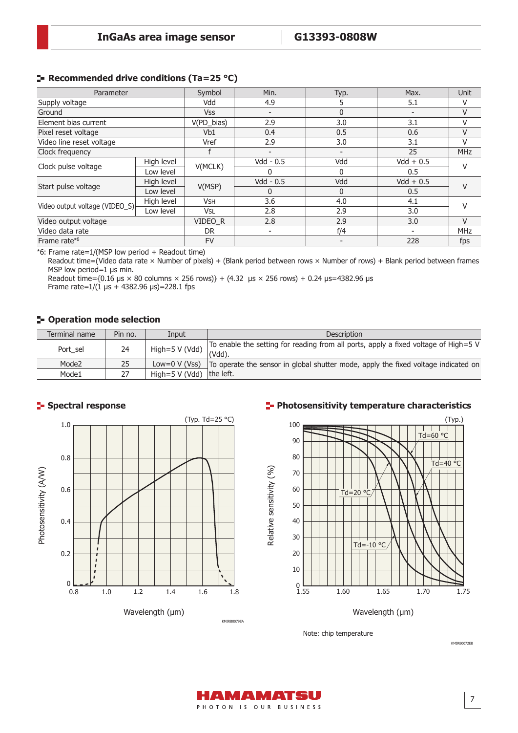## Recommended drive conditions (Ta=25 °C)

| Parameter | | Symbol | Min. | Typ. | Max. | Unit |
|---|---|---|---|---|---|---|
| Supply voltage | | Vdd | 4.9 | 5 | 5.1 | V |
| Ground | | Vss | - | 0 | - | V |
| Element bias current | | V(PD_bias) | 2.9 | 3.0 | 3.1 | V |
| Pixel reset voltage | | Vb1 | 0.4 | 0.5 | 0.6 | V |
| Video line reset voltage | | Vref | 2.9 | 3.0 | 3.1 | V |
| Clock frequency | | f | - | - | 25 | MHz |
| Clock pulse voltage | High level | V(MCLK) | Vdd - 0.5 | Vdd | Vdd + 0.5 | V |
| | Low level | | 0 | 0 | 0.5 | |
| Start pulse voltage | High level | V(MSP) | Vdd - 0.5 | Vdd | Vdd + 0.5 | V |
| | Low level | | 0 | 0 | 0.5 | |
| Video output voltage (VIDEO_S) | High level | $V_{SH}$ | 3.6 | 4.0 | 4.1 | V |
| | Low level | $V_{SL}$ | 2.8 | 2.9 | 3.0 | |
| Video output voltage | | VIDEO_R | 2.8 | 2.9 | 3.0 | V |
| Video data rate | | DR | - | f/4 | - | MHz |
| Frame rate*6 | | FV | | - | 228 | fps |

*6: Frame rate=1/(MSP low period + Readout time)
Readout time=(Video data rate × Number of pixels) + (Blank period between rows × Number of rows) + Blank period between frames
MSP low period=1 µs min.
Readout time={0.16 µs × 80 columns × 256 rows)} + (4.32 µs × 256 rows) + 0.24 µs=4382.96 µs
Frame rate=1/(1 µs + 4382.96 µs)=228.1 fps

## Operation mode selection

| Terminal name | Pin no. | Input | Description |
|---|---|---|---|
| Port_sel | 24 | High=5 V (Vdd) | To enable the setting for reading from all ports, apply a fixed voltage of High=5 V (Vdd). |
| Mode2 | 25 | Low=0 V (Vss) | To operate the sensor in global shutter mode, apply the fixed voltage indicated on the left. |
| Mode1 | 27 | High=5 V (Vdd) | |

## Spectral response

(Typ. Td=25 °C)

Photosensitivity (A/W) vs. Wavelength (µm)

KMIRB0079EA

## Photosensitivity temperature characteristics

(Typ.)

Relative sensitivity (%) vs. Wavelength (µm); curves for Td=-10 °C, Td=20 °C, Td=40 °C, Td=60 °C

Note: chip temperature

KMIRB0072EB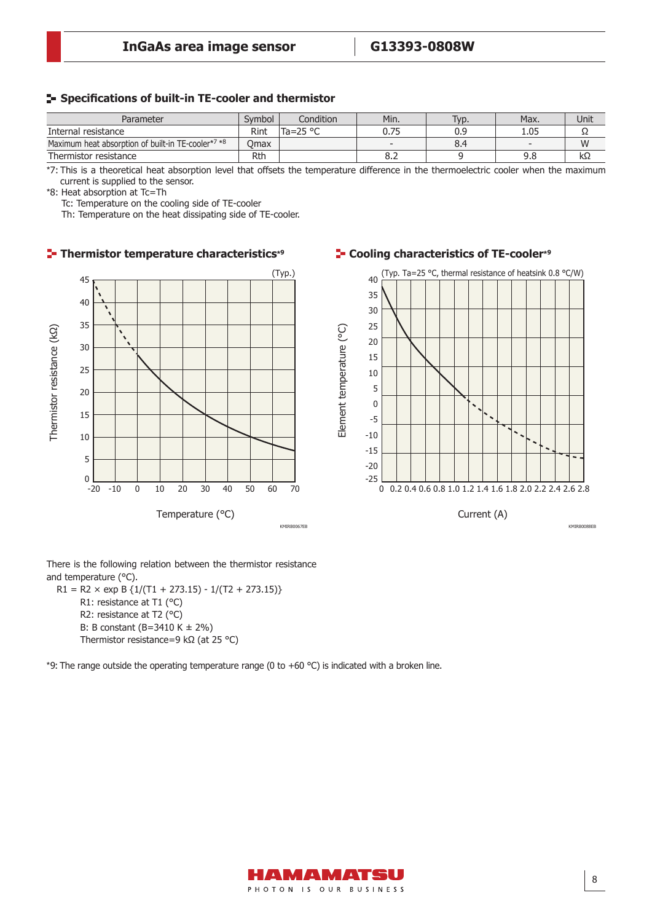## Specifications of built-in TE-cooler and thermistor

| Parameter | Symbol | Condition | Min. | Typ. | Max. | Unit |
|---|---|---|---|---|---|---|
| Internal resistance | Rint | Ta=25 °C | 0.75 | 0.9 | 1.05 | Ω |
| Maximum heat absorption of built-in TE-cooler[*7] [*8] | Qmax | | - | 8.4 | - | W |
| Thermistor resistance | Rth | | 8.2 | 9 | 9.8 | kΩ |

*7: This is a theoretical heat absorption level that offsets the temperature difference in the thermoelectric cooler when the maximum current is supplied to the sensor.

*8: Heat absorption at Tc=Th

Tc: Temperature on the cooling side of TE-cooler

Th: Temperature on the heat dissipating side of TE-cooler.

## Thermistor temperature characteristics[*9]

(Typ.)

Thermistor resistance (kΩ) vs. Temperature (°C)

KMIRB0067EB

## Cooling characteristics of TE-cooler[*9]

(Typ. Ta=25 °C, thermal resistance of heatsink 0.8 °C/W)

Element temperature (°C) vs. Current (A)

KMIRB0088EB

There is the following relation between the thermistor resistance and temperature (°C).

$$R1 = R2 \times \exp B \{1/(T1 + 273.15) - 1/(T2 + 273.15)\}$$

R1: resistance at T1 (°C)
R2: resistance at T2 (°C)
B: B constant (B=3410 K ± 2%)
Thermistor resistance=9 kΩ (at 25 °C)

*9: The range outside the operating temperature range (0 to +60 °C) is indicated with a broken line.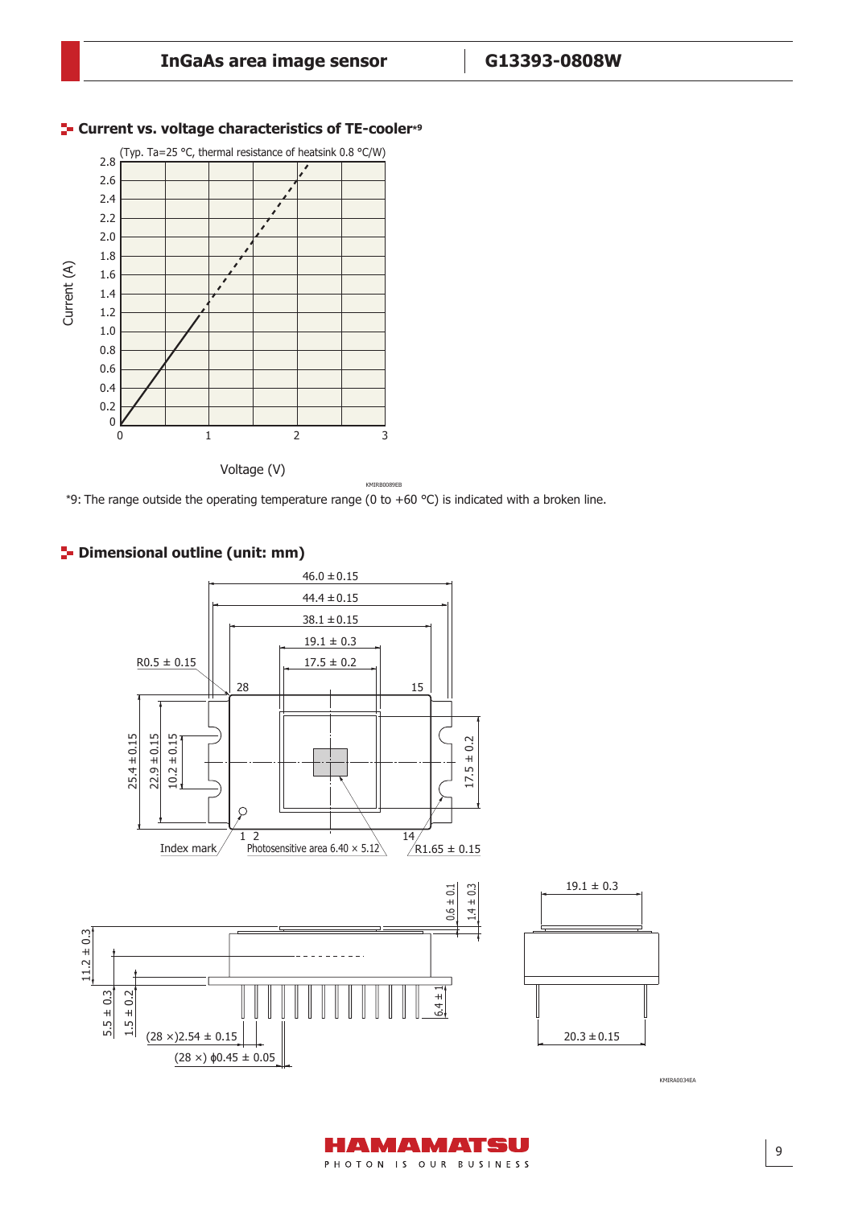## Current vs. voltage characteristics of TE-cooler*9

(Typ. Ta=25 °C, thermal resistance of heatsink 0.8 °C/W)

Current (A)

Voltage (V)

KMIRB0089EB

*9: The range outside the operating temperature range (0 to +60 °C) is indicated with a broken line.

## Dimensional outline (unit: mm)

46.0 ± 0.15
44.4 ± 0.15
38.1 ± 0.15
19.1 ± 0.3
17.5 ± 0.2
R0.5 ± 0.15
28
15
25.4 ± 0.15
22.9 ± 0.15
10.2 ± 0.15
17.5 ± 0.2
1 2
14
Index mark
Photosensitive area 6.40 × 5.12
R1.65 ± 0.15

0.6 ± 0.1
1.4 ± 0.3
19.1 ± 0.3
11.2 ± 0.3
5.5 ± 0.3
1.5 ± 0.2
6.4 ± 1
(28 ×)2.54 ± 0.15
(28 ×) ϕ0.45 ± 0.05
20.3 ± 0.15

KMIRA0034EA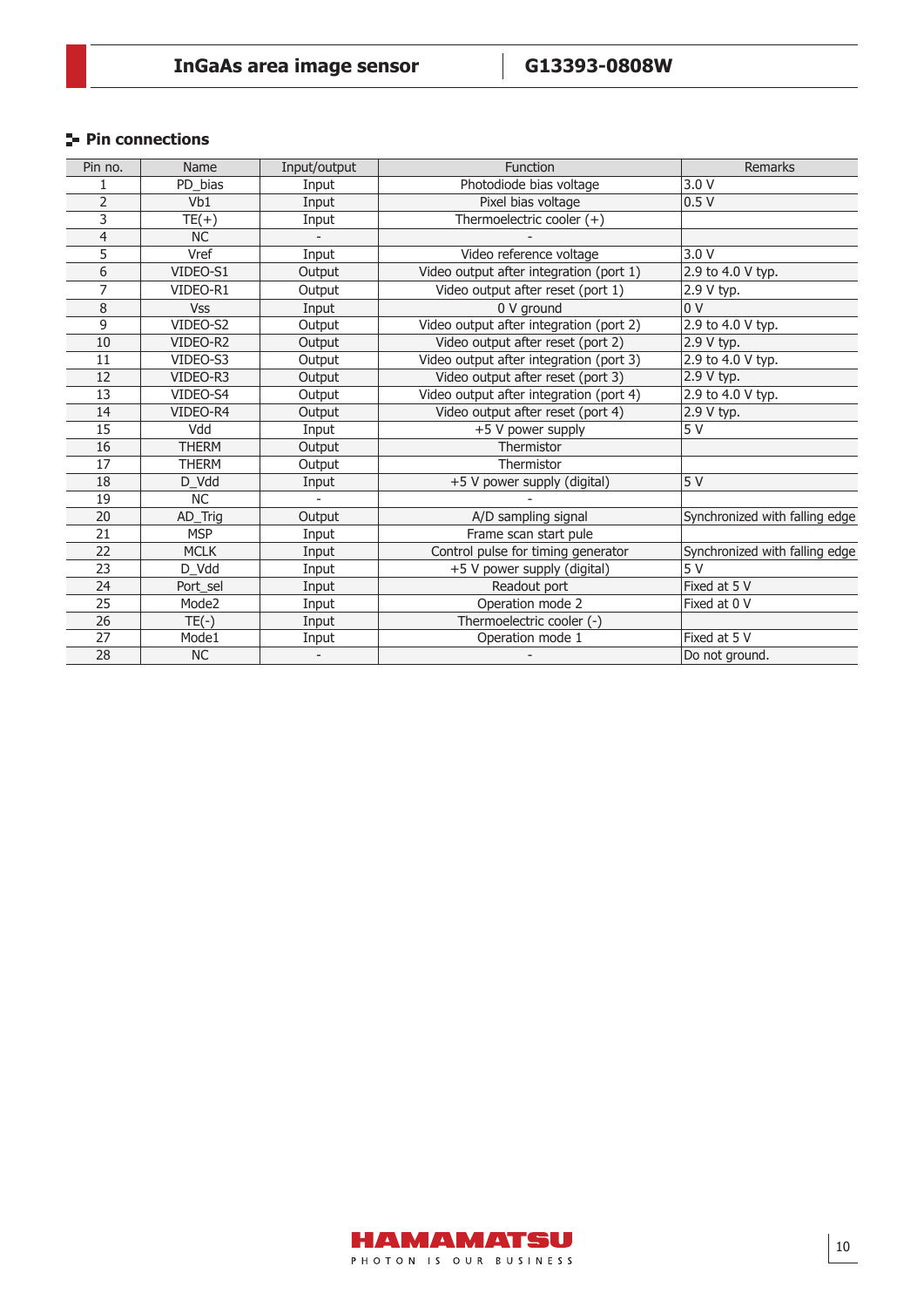## Pin connections

| Pin no. | Name | Input/output | Function | Remarks |
|---|---|---|---|---|
| 1 | PD_bias | Input | Photodiode bias voltage | 3.0 V |
| 2 | Vb1 | Input | Pixel bias voltage | 0.5 V |
| 3 | TE(+) | Input | Thermoelectric cooler (+) | |
| 4 | NC | - | - | |
| 5 | Vref | Input | Video reference voltage | 3.0 V |
| 6 | VIDEO-S1 | Output | Video output after integration (port 1) | 2.9 to 4.0 V typ. |
| 7 | VIDEO-R1 | Output | Video output after reset (port 1) | 2.9 V typ. |
| 8 | Vss | Input | 0 V ground | 0 V |
| 9 | VIDEO-S2 | Output | Video output after integration (port 2) | 2.9 to 4.0 V typ. |
| 10 | VIDEO-R2 | Output | Video output after reset (port 2) | 2.9 V typ. |
| 11 | VIDEO-S3 | Output | Video output after integration (port 3) | 2.9 to 4.0 V typ. |
| 12 | VIDEO-R3 | Output | Video output after reset (port 3) | 2.9 V typ. |
| 13 | VIDEO-S4 | Output | Video output after integration (port 4) | 2.9 to 4.0 V typ. |
| 14 | VIDEO-R4 | Output | Video output after reset (port 4) | 2.9 V typ. |
| 15 | Vdd | Input | +5 V power supply | 5 V |
| 16 | THERM | Output | Thermistor | |
| 17 | THERM | Output | Thermistor | |
| 18 | D_Vdd | Input | +5 V power supply (digital) | 5 V |
| 19 | NC | - | - | |
| 20 | AD_Trig | Output | A/D sampling signal | Synchronized with falling edge |
| 21 | MSP | Input | Frame scan start pule | |
| 22 | MCLK | Input | Control pulse for timing generator | Synchronized with falling edge |
| 23 | D_Vdd | Input | +5 V power supply (digital) | 5 V |
| 24 | Port_sel | Input | Readout port | Fixed at 5 V |
| 25 | Mode2 | Input | Operation mode 2 | Fixed at 0 V |
| 26 | TE(-) | Input | Thermoelectric cooler (-) | |
| 27 | Mode1 | Input | Operation mode 1 | Fixed at 5 V |
| 28 | NC | - | - | Do not ground. |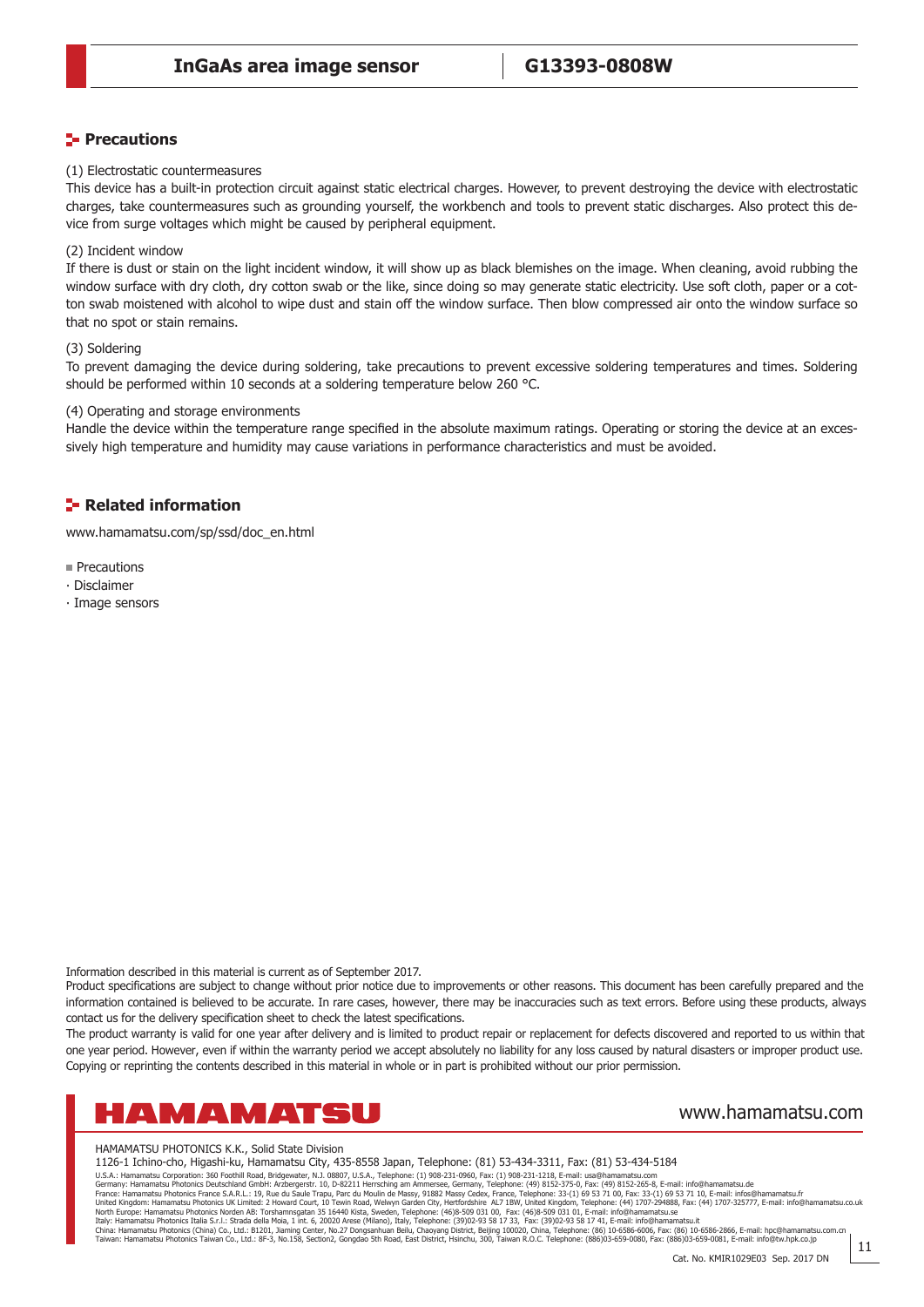## Precautions

(1) Electrostatic countermeasures

This device has a built-in protection circuit against static electrical charges. However, to prevent destroying the device with electrostatic charges, take countermeasures such as grounding yourself, the workbench and tools to prevent static discharges. Also protect this device from surge voltages which might be caused by peripheral equipment.

(2) Incident window

If there is dust or stain on the light incident window, it will show up as black blemishes on the image. When cleaning, avoid rubbing the window surface with dry cloth, dry cotton swab or the like, since doing so may generate static electricity. Use soft cloth, paper or a cotton swab moistened with alcohol to wipe dust and stain off the window surface. Then blow compressed air onto the window surface so that no spot or stain remains.

(3) Soldering

To prevent damaging the device during soldering, take precautions to prevent excessive soldering temperatures and times. Soldering should be performed within 10 seconds at a soldering temperature below 260 °C.

(4) Operating and storage environments

Handle the device within the temperature range specified in the absolute maximum ratings. Operating or storing the device at an excessively high temperature and humidity may cause variations in performance characteristics and must be avoided.

## Related information

www.hamamatsu.com/sp/ssd/doc_en.html

- Precautions
  - · Disclaimer
  - · Image sensors

Information described in this material is current as of September 2017.

Product specifications are subject to change without prior notice due to improvements or other reasons. This document has been carefully prepared and the information contained is believed to be accurate. In rare cases, however, there may be inaccuracies such as text errors. Before using these products, always contact us for the delivery specification sheet to check the latest specifications.

The product warranty is valid for one year after delivery and is limited to product repair or replacement for defects discovered and reported to us within that one year period. However, even if within the warranty period we accept absolutely no liability for any loss caused by natural disasters or improper product use.

Copying or reprinting the contents described in this material in whole or in part is prohibited without our prior permission.

HAMAMATSU

www.hamamatsu.com

HAMAMATSU PHOTONICS K.K., Solid State Division

1126-1 Ichino-cho, Higashi-ku, Hamamatsu City, 435-8558 Japan, Telephone: (81) 53-434-3311, Fax: (81) 53-434-5184

U.S.A.: Hamamatsu Corporation: 360 Foothill Road, Bridgewater, N.J. 08807, U.S.A., Telephone: (1) 908-231-0960, Fax: (1) 908-231-1218, E-mail: usa@hamamatsu.com
Germany: Hamamatsu Photonics Deutschland GmbH: Arzbergerstr. 10, D-82211 Herrsching am Ammersee, Germany, Telephone: (49) 8152-375-0, Fax: (49) 8152-265-8, E-mail: info@hamamatsu.de
France: Hamamatsu Photonics France S.A.R.L.: 19, Rue du Saule Trapu, Parc du Moulin de Massy, 91882 Massy Cedex, France, Telephone: 33-(1) 69 53 71 00, Fax: 33-(1) 69 53 71 10, E-mail: infos@hamamatsu.fr
United Kingdom: Hamamatsu Photonics UK Limited: 2 Howard Court, 10 Tewin Road, Welwyn Garden City, Hertfordshire AL7 1BW, United Kingdom, Telephone: (44) 1707-294888, Fax: (44) 1707-325777, E-mail: info@hamamatsu.co.uk
North Europe: Hamamatsu Photonics Norden AB: Torshamnsgatan 35 16440 Kista, Sweden, Telephone: (46)8-509 031 00, Fax: (46)8-509 031 01, E-mail: info@hamamatsu.se
Italy: Hamamatsu Photonics Italia S.r.l.: Strada della Moia, 1 int. 6, 20020 Arese (Milano), Italy, Telephone: (39)02-93 58 17 33, Fax: (39)02-93 58 17 41, E-mail: info@hamamatsu.it
China: Hamamatsu Photonics (China) Co., Ltd.: B1201, Jiaming Center, No.27 Dongsanhuan Beilu, Chaoyang District, Beijing 100020, China, Telephone: (86) 10-6586-6006, Fax: (86) 10-6586-2866, E-mail: hpc@hamamatsu.com.cn
Taiwan: Hamamatsu Photonics Taiwan Co., Ltd.: 8F-3, No.158, Section2, Gongdao 5th Road, East District, Hsinchu, 300, Taiwan R.O.C. Telephone: (886)03-659-0080, Fax: (886)03-659-0081, E-mail: info@tw.hpk.co.jp

Cat. No. KMIR1029E03 Sep. 2017 DN